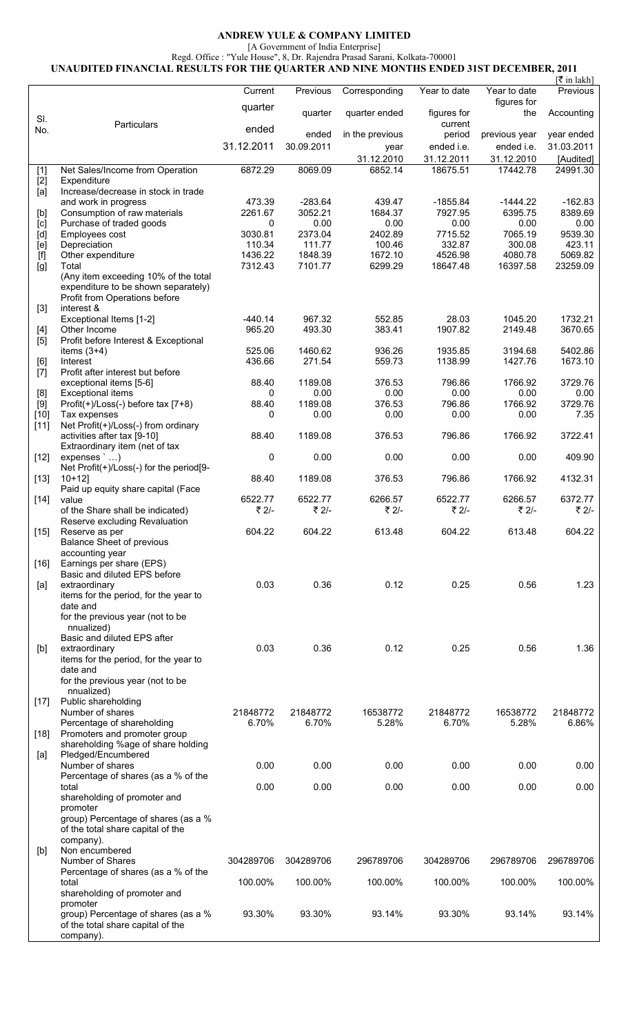# ANDREW YULE & COMPANY LIMITED

[A Government of India Enterprise]

Regd. Office : "Yule House", 8, Dr. Rajendra Prasad Sarani, Kolkata-700001

## UNAUDITED FINANCIAL RESULTS FOR THE QUARTER AND NINE MONTHS ENDED 31ST DECEMBER, 2011

[₹ in lakh]

| Sl. No. | Particulars | Current quarter ended 31.12.2011 | Previous quarter ended 30.09.2011 | Corresponding quarter ended in the previous year 31.12.2010 | Year to date figures for current period ended i.e. 31.12.2011 | Year to date figures for the previous year ended i.e. 31.12.2010 | Previous Accounting year ended 31.03.2011 [Audited] |
|---|---|---|---|---|---|---|---|
| [1] | Net Sales/Income from Operation | 6872.29 | 8069.09 | 6852.14 | 18675.51 | 17442.78 | 24991.30 |
| [2] | Expenditure | | | | | | |
| [a] | Increase/decrease in stock in trade and work in progress | 473.39 | -283.64 | 439.47 | -1855.84 | -1444.22 | -162.83 |
| [b] | Consumption of raw materials | 2261.67 | 3052.21 | 1684.37 | 7927.95 | 6395.75 | 8389.69 |
| [c] | Purchase of traded goods | 0 | 0.00 | 0.00 | 0.00 | 0.00 | 0.00 |
| [d] | Employees cost | 3030.81 | 2373.04 | 2402.89 | 7715.52 | 7065.19 | 9539.30 |
| [e] | Depreciation | 110.34 | 111.77 | 100.46 | 332.87 | 300.08 | 423.11 |
| [f] | Other expenditure | 1436.22 | 1848.39 | 1672.10 | 4526.98 | 4080.78 | 5069.82 |
| [g] | Total | 7312.43 | 7101.77 | 6299.29 | 18647.48 | 16397.58 | 23259.09 |
| | (Any item exceeding 10% of the total expenditure to be shown separately) | | | | | | |
| [3] | Profit from Operations before interest & Exceptional Items [1-2] | -440.14 | 967.32 | 552.85 | 28.03 | 1045.20 | 1732.21 |
| [4] | Other Income | 965.20 | 493.30 | 383.41 | 1907.82 | 2149.48 | 3670.65 |
| [5] | Profit before Interest & Exceptional items (3+4) | 525.06 | 1460.62 | 936.26 | 1935.85 | 3194.68 | 5402.86 |
| [6] | Interest | 436.66 | 271.54 | 559.73 | 1138.99 | 1427.76 | 1673.10 |
| [7] | Profit after interest but before exceptional items [5-6] | 88.40 | 1189.08 | 376.53 | 796.86 | 1766.92 | 3729.76 |
| [8] | Exceptional items | 0 | 0.00 | 0.00 | 0.00 | 0.00 | 0.00 |
| [9] | Profit(+)/Loss(-) before tax [7+8] | 88.40 | 1189.08 | 376.53 | 796.86 | 1766.92 | 3729.76 |
| [10] | Tax expenses | 0 | 0.00 | 0.00 | 0.00 | 0.00 | 7.35 |
| [11] | Net Profit(+)/Loss(-) from ordinary activities after tax [9-10] | 88.40 | 1189.08 | 376.53 | 796.86 | 1766.92 | 3722.41 |
| [12] | Extraordinary item (net of tax expenses ` …) | 0 | 0.00 | 0.00 | 0.00 | 0.00 | 409.90 |
| [13] | Net Profit(+)/Loss(-) for the period[9-10+12] | 88.40 | 1189.08 | 376.53 | 796.86 | 1766.92 | 4132.31 |
| [14] | Paid up equity share capital (Face value | 6522.77 | 6522.77 | 6266.57 | 6522.77 | 6266.57 | 6372.77 |
| | of the Share shall be indicated) | ₹ 2/- | ₹ 2/- | ₹ 2/- | ₹ 2/- | ₹ 2/- | ₹ 2/- |
| [15] | Reserve excluding Revaluation Reserve as per Balance Sheet of previous accounting year | 604.22 | 604.22 | 613.48 | 604.22 | 613.48 | 604.22 |
| [16] | Earnings per share (EPS) | | | | | | |
| [a] | Basic and diluted EPS before extraordinary items for the period, for the year to date and for the previous year (not to be nnualized) | 0.03 | 0.36 | 0.12 | 0.25 | 0.56 | 1.23 |
| [b] | Basic and diluted EPS after extraordinary items for the period, for the year to date and for the previous year (not to be nnualized) | 0.03 | 0.36 | 0.12 | 0.25 | 0.56 | 1.36 |
| [17] | Public shareholding | | | | | | |
| | Number of shares | 21848772 | 21848772 | 16538772 | 21848772 | 16538772 | 21848772 |
| | Percentage of shareholding | 6.70% | 6.70% | 5.28% | 6.70% | 5.28% | 6.86% |
| [18] | Promoters and promoter group shareholding %age of share holding | | | | | | |
| [a] | Pledged/Encumbered | | | | | | |
| | Number of shares | 0.00 | 0.00 | 0.00 | 0.00 | 0.00 | 0.00 |
| | Percentage of shares (as a % of the total shareholding of promoter and promoter group) Percentage of shares (as a % of the total share capital of the company). | 0.00 | 0.00 | 0.00 | 0.00 | 0.00 | 0.00 |
| [b] | Non encumbered | | | | | | |
| | Number of Shares | 304289706 | 304289706 | 296789706 | 304289706 | 296789706 | 296789706 |
| | Percentage of shares (as a % of the total shareholding of promoter and promoter | 100.00% | 100.00% | 100.00% | 100.00% | 100.00% | 100.00% |
| | group) Percentage of shares (as a % of the total share capital of the company). | 93.30% | 93.30% | 93.14% | 93.30% | 93.14% | 93.14% |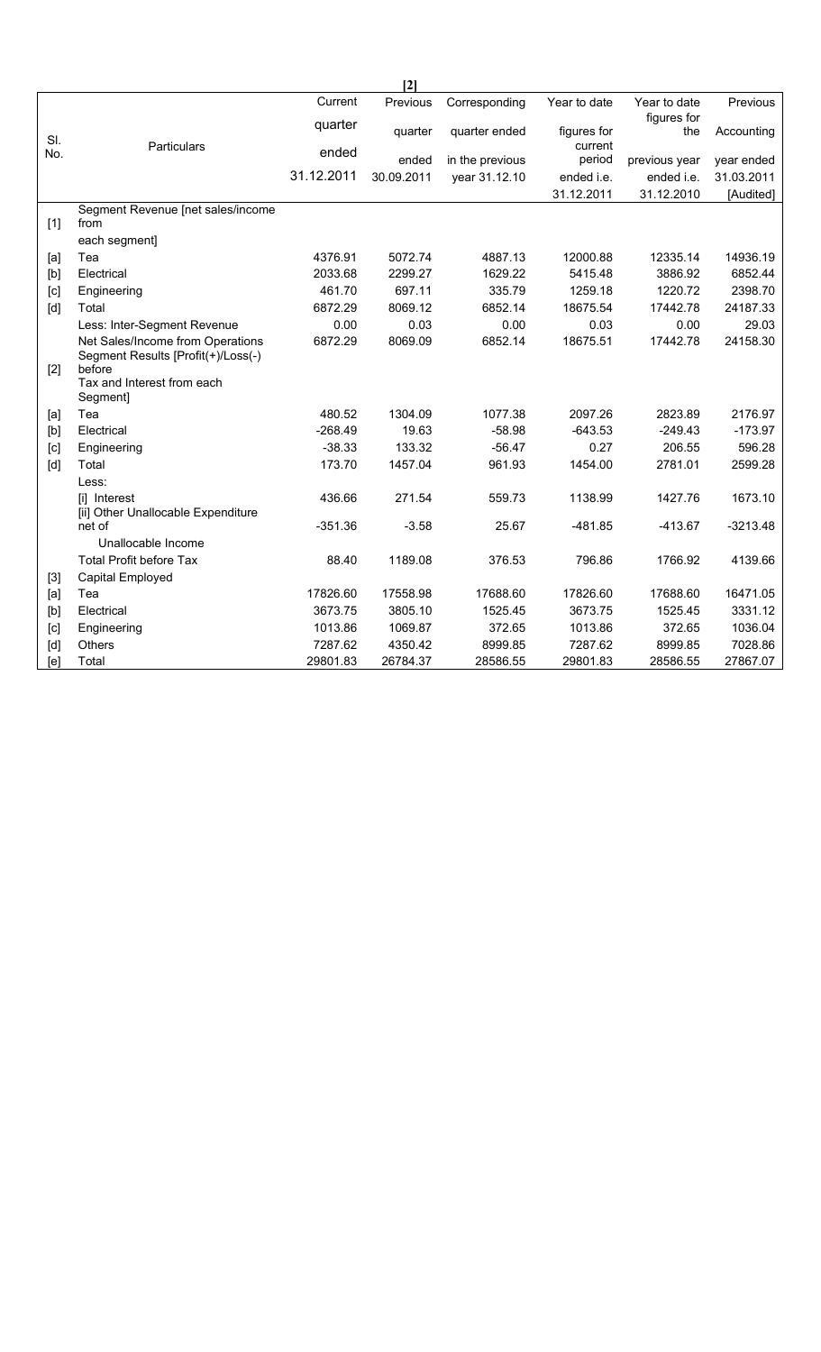| Sl. No. | Particulars | Current quarter ended 31.12.2011 | Previous quarter ended 30.09.2011 | Corresponding quarter ended in the previous year 31.12.10 | Year to date figures for current period ended i.e. 31.12.2011 | Year to date figures for the previous year ended i.e. 31.12.2010 | Previous Accounting year ended 31.03.2011 [Audited] |
|---|---|---|---|---|---|---|---|
| [1] | Segment Revenue [net sales/income from each segment] | | | | | | |
| [a] | Tea | 4376.91 | 5072.74 | 4887.13 | 12000.88 | 12335.14 | 14936.19 |
| [b] | Electrical | 2033.68 | 2299.27 | 1629.22 | 5415.48 | 3886.92 | 6852.44 |
| [c] | Engineering | 461.70 | 697.11 | 335.79 | 1259.18 | 1220.72 | 2398.70 |
| [d] | Total | 6872.29 | 8069.12 | 6852.14 | 18675.54 | 17442.78 | 24187.33 |
| | Less: Inter-Segment Revenue | 0.00 | 0.03 | 0.00 | 0.03 | 0.00 | 29.03 |
| | Net Sales/Income from Operations | 6872.29 | 8069.09 | 6852.14 | 18675.51 | 17442.78 | 24158.30 |
| [2] | Segment Results [Profit(+)/Loss(-) before Tax and Interest from each Segment] | | | | | | |
| [a] | Tea | 480.52 | 1304.09 | 1077.38 | 2097.26 | 2823.89 | 2176.97 |
| [b] | Electrical | -268.49 | 19.63 | -58.98 | -643.53 | -249.43 | -173.97 |
| [c] | Engineering | -38.33 | 133.32 | -56.47 | 0.27 | 206.55 | 596.28 |
| [d] | Total | 173.70 | 1457.04 | 961.93 | 1454.00 | 2781.01 | 2599.28 |
| | Less: | | | | | | |
| | [i] Interest | 436.66 | 271.54 | 559.73 | 1138.99 | 1427.76 | 1673.10 |
| | [ii] Other Unallocable Expenditure net of Unallocable Income | -351.36 | -3.58 | 25.67 | -481.85 | -413.67 | -3213.48 |
| | Total Profit before Tax | 88.40 | 1189.08 | 376.53 | 796.86 | 1766.92 | 4139.66 |
| [3] | Capital Employed | | | | | | |
| [a] | Tea | 17826.60 | 17558.98 | 17688.60 | 17826.60 | 17688.60 | 16471.05 |
| [b] | Electrical | 3673.75 | 3805.10 | 1525.45 | 3673.75 | 1525.45 | 3331.12 |
| [c] | Engineering | 1013.86 | 1069.87 | 372.65 | 1013.86 | 372.65 | 1036.04 |
| [d] | Others | 7287.62 | 4350.42 | 8999.85 | 7287.62 | 8999.85 | 7028.86 |
| [e] | Total | 29801.83 | 26784.37 | 28586.55 | 29801.83 | 28586.55 | 27867.07 |